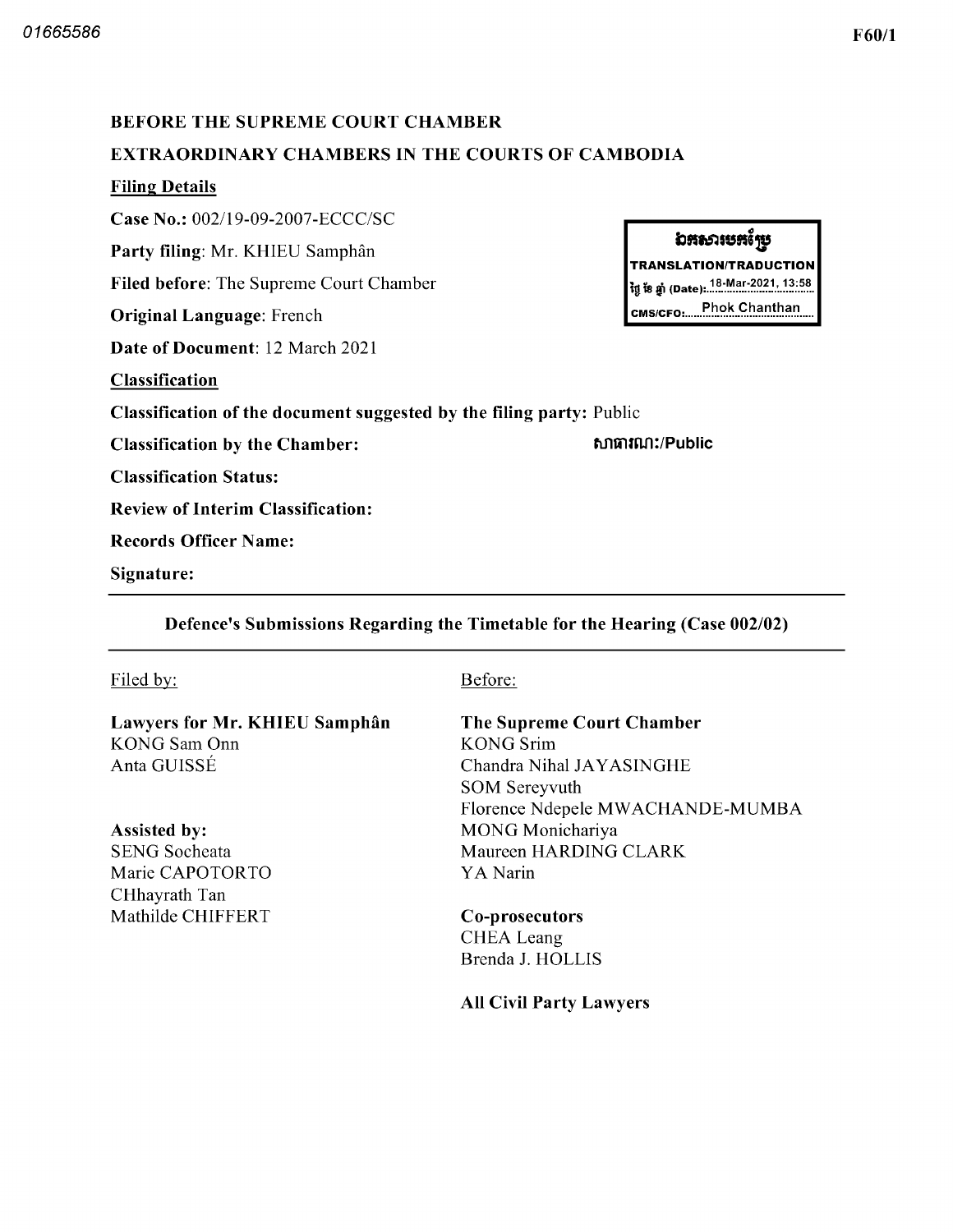# BEFORE THE SUPREME COURT CHAMBER

# EXTRAORDINARY CHAMBERS IN THE COURTS OF CAMBODIA

**Filing Details**

**Case No.:** 002/19-09-2007-ECCC/SC

**Party filing**: Mr. KHIEU Samphân

**Filed before**: The Supreme Court Chamber

**Original Language**: French

**Date of Document**: 12 March 2021

ឯកសារបកប្រែ
TRANSLATION/TRADUCTION
ថ្ងៃ ខែ ឆ្នាំ (Date): 18-Mar-2021, 13:58
CMS/CFO: Phok Chanthan

**Classification**

**Classification of the document suggested by the filing party:** Public

**Classification by the Chamber:** សាធារណៈ/Public

**Classification Status:**

**Review of Interim Classification:**

**Records Officer Name:**

**Signature:**

---

## Defence's Submissions Regarding the Timetable for the Hearing (Case 002/02)

---

Filed by:

**Lawyers for Mr. KHIEU Samphân**
KONG Sam Onn
Anta GUISSÉ

**Assisted by:**
SENG Socheata
Marie CAPOTORTO
CHhayrath Tan
Mathilde CHIFFERT

Before:

**The Supreme Court Chamber**
KONG Srim
Chandra Nihal JAYASINGHE
SOM Sereyvuth
Florence Ndepele MWACHANDE-MUMBA
MONG Monichariya
Maureen HARDING CLARK
YA Narin

**Co-prosecutors**
CHEA Leang
Brenda J. HOLLIS

**All Civil Party Lawyers**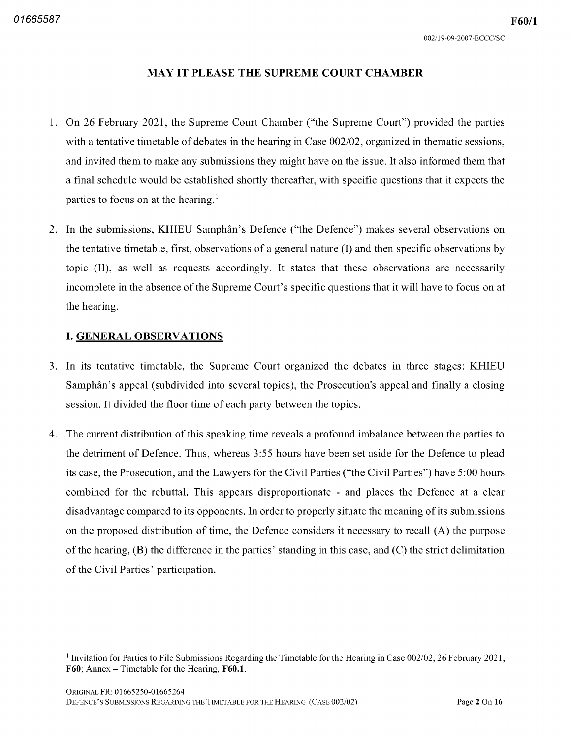## MAY IT PLEASE THE SUPREME COURT CHAMBER

1. On 26 February 2021, the Supreme Court Chamber ("the Supreme Court") provided the parties with a tentative timetable of debates in the hearing in Case 002/02, organized in thematic sessions, and invited them to make any submissions they might have on the issue. It also informed them that a final schedule would be established shortly thereafter, with specific questions that it expects the parties to focus on at the hearing.[1]

2. In the submissions, KHIEU Samphân's Defence ("the Defence") makes several observations on the tentative timetable, first, observations of a general nature (I) and then specific observations by topic (II), as well as requests accordingly. It states that these observations are necessarily incomplete in the absence of the Supreme Court's specific questions that it will have to focus on at the hearing.

### I. GENERAL OBSERVATIONS

3. In its tentative timetable, the Supreme Court organized the debates in three stages: KHIEU Samphân's appeal (subdivided into several topics), the Prosecution's appeal and finally a closing session. It divided the floor time of each party between the topics.

4. The current distribution of this speaking time reveals a profound imbalance between the parties to the detriment of Defence. Thus, whereas 3:55 hours have been set aside for the Defence to plead its case, the Prosecution, and the Lawyers for the Civil Parties ("the Civil Parties") have 5:00 hours combined for the rebuttal. This appears disproportionate - and places the Defence at a clear disadvantage compared to its opponents. In order to properly situate the meaning of its submissions on the proposed distribution of time, the Defence considers it necessary to recall (A) the purpose of the hearing, (B) the difference in the parties' standing in this case, and (C) the strict delimitation of the Civil Parties' participation.

[1] Invitation for Parties to File Submissions Regarding the Timetable for the Hearing in Case 002/02, 26 February 2021, **F60**; Annex – Timetable for the Hearing, **F60.1**.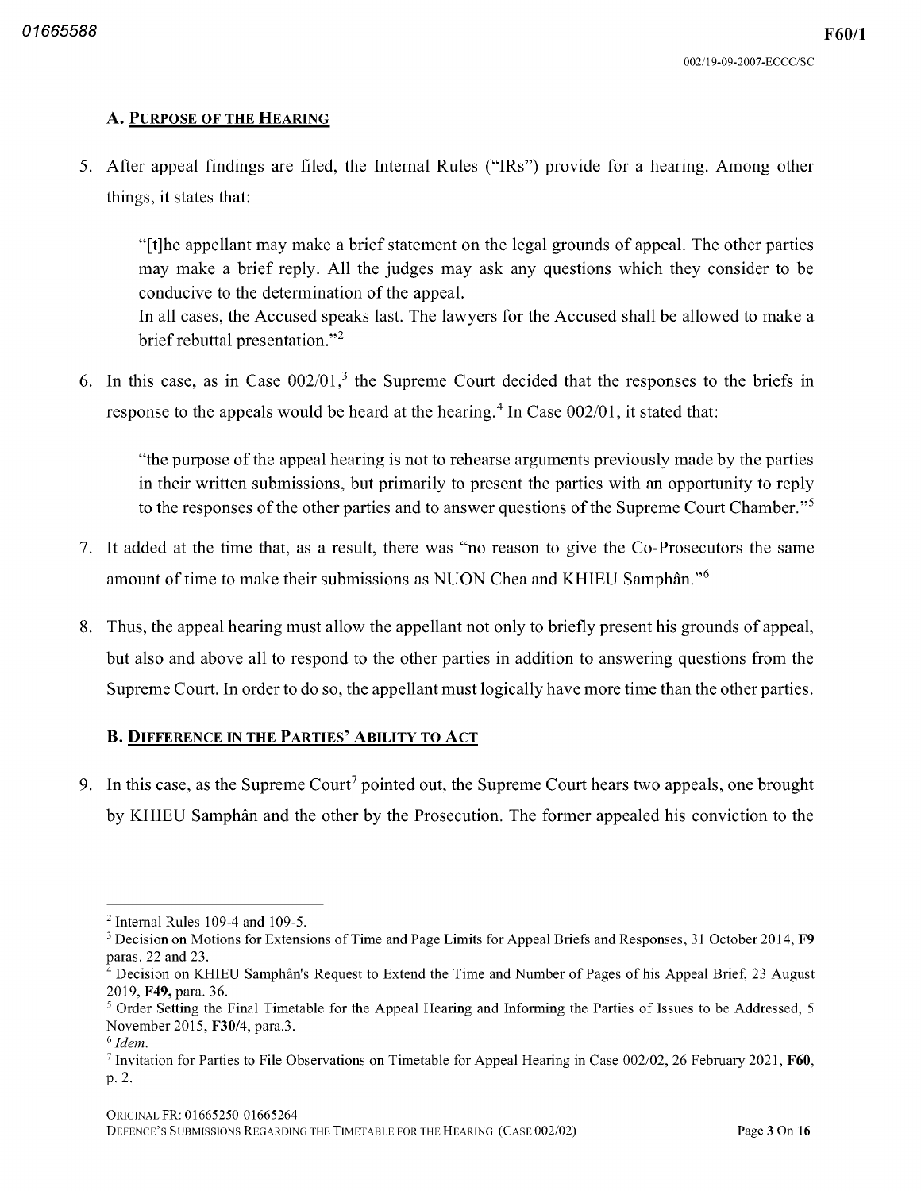## A. PURPOSE OF THE HEARING

5. After appeal findings are filed, the Internal Rules ("IRs") provide for a hearing. Among other things, it states that:

   "[t]he appellant may make a brief statement on the legal grounds of appeal. The other parties may make a brief reply. All the judges may ask any questions which they consider to be conducive to the determination of the appeal.
   In all cases, the Accused speaks last. The lawyers for the Accused shall be allowed to make a brief rebuttal presentation."[2]

6. In this case, as in Case 002/01,[3] the Supreme Court decided that the responses to the briefs in response to the appeals would be heard at the hearing.[4] In Case 002/01, it stated that:

   "the purpose of the appeal hearing is not to rehearse arguments previously made by the parties in their written submissions, but primarily to present the parties with an opportunity to reply to the responses of the other parties and to answer questions of the Supreme Court Chamber."[5]

7. It added at the time that, as a result, there was "no reason to give the Co-Prosecutors the same amount of time to make their submissions as NUON Chea and KHIEU Samphân."[6]

8. Thus, the appeal hearing must allow the appellant not only to briefly present his grounds of appeal, but also and above all to respond to the other parties in addition to answering questions from the Supreme Court. In order to do so, the appellant must logically have more time than the other parties.

## B. DIFFERENCE IN THE PARTIES' ABILITY TO ACT

9. In this case, as the Supreme Court[7] pointed out, the Supreme Court hears two appeals, one brought by KHIEU Samphân and the other by the Prosecution. The former appealed his conviction to the

---

[2] Internal Rules 109-4 and 109-5.

[3] Decision on Motions for Extensions of Time and Page Limits for Appeal Briefs and Responses, 31 October 2014, **F9** paras. 22 and 23.

[4] Decision on KHIEU Samphân's Request to Extend the Time and Number of Pages of his Appeal Brief, 23 August 2019, **F49,** para. 36.

[5] Order Setting the Final Timetable for the Appeal Hearing and Informing the Parties of Issues to be Addressed, 5 November 2015, **F30/4**, para.3.

[6] *Idem.*

[7] Invitation for Parties to File Observations on Timetable for Appeal Hearing in Case 002/02, 26 February 2021, **F60**, p. 2.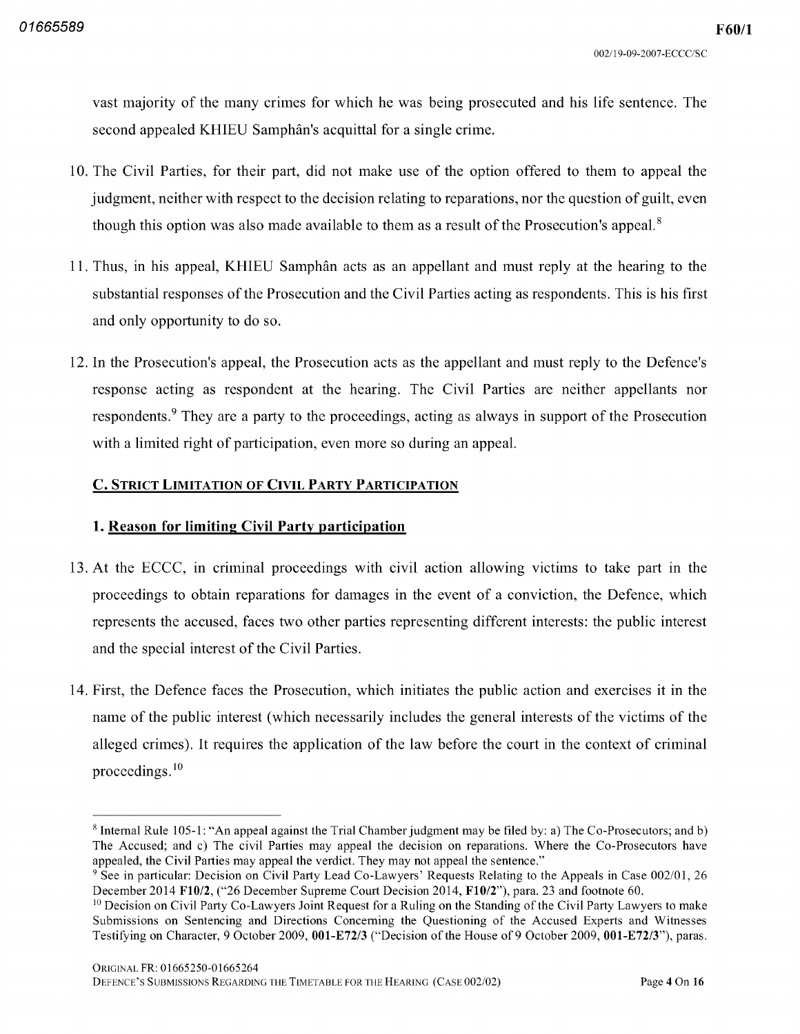vast majority of the many crimes for which he was being prosecuted and his life sentence. The second appealed KHIEU Samphân's acquittal for a single crime.

10. The Civil Parties, for their part, did not make use of the option offered to them to appeal the judgment, neither with respect to the decision relating to reparations, nor the question of guilt, even though this option was also made available to them as a result of the Prosecution's appeal.[8]

11. Thus, in his appeal, KHIEU Samphân acts as an appellant and must reply at the hearing to the substantial responses of the Prosecution and the Civil Parties acting as respondents. This is his first and only opportunity to do so.

12. In the Prosecution's appeal, the Prosecution acts as the appellant and must reply to the Defence's response acting as respondent at the hearing. The Civil Parties are neither appellants nor respondents.[9] They are a party to the proceedings, acting as always in support of the Prosecution with a limited right of participation, even more so during an appeal.

## C. STRICT LIMITATION OF CIVIL PARTY PARTICIPATION

### 1. Reason for limiting Civil Party participation

13. At the ECCC, in criminal proceedings with civil action allowing victims to take part in the proceedings to obtain reparations for damages in the event of a conviction, the Defence, which represents the accused, faces two other parties representing different interests: the public interest and the special interest of the Civil Parties.

14. First, the Defence faces the Prosecution, which initiates the public action and exercises it in the name of the public interest (which necessarily includes the general interests of the victims of the alleged crimes). It requires the application of the law before the court in the context of criminal proceedings.[10]

---

[8] Internal Rule 105-1: "An appeal against the Trial Chamber judgment may be filed by: a) The Co-Prosecutors; and b) The Accused; and c) The civil Parties may appeal the decision on reparations. Where the Co-Prosecutors have appealed, the Civil Parties may appeal the verdict. They may not appeal the sentence."

[9] See in particular: Decision on Civil Party Lead Co-Lawyers' Requests Relating to the Appeals in Case 002/01, 26 December 2014 **F10/2**, ("26 December Supreme Court Decision 2014, **F10/2**"), para. 23 and footnote 60.

[10] Decision on Civil Party Co-Lawyers Joint Request for a Ruling on the Standing of the Civil Party Lawyers to make Submissions on Sentencing and Directions Concerning the Questioning of the Accused Experts and Witnesses Testifying on Character, 9 October 2009, **001-E72/3** ("Decision of the House of 9 October 2009, **001-E72/3**"), paras.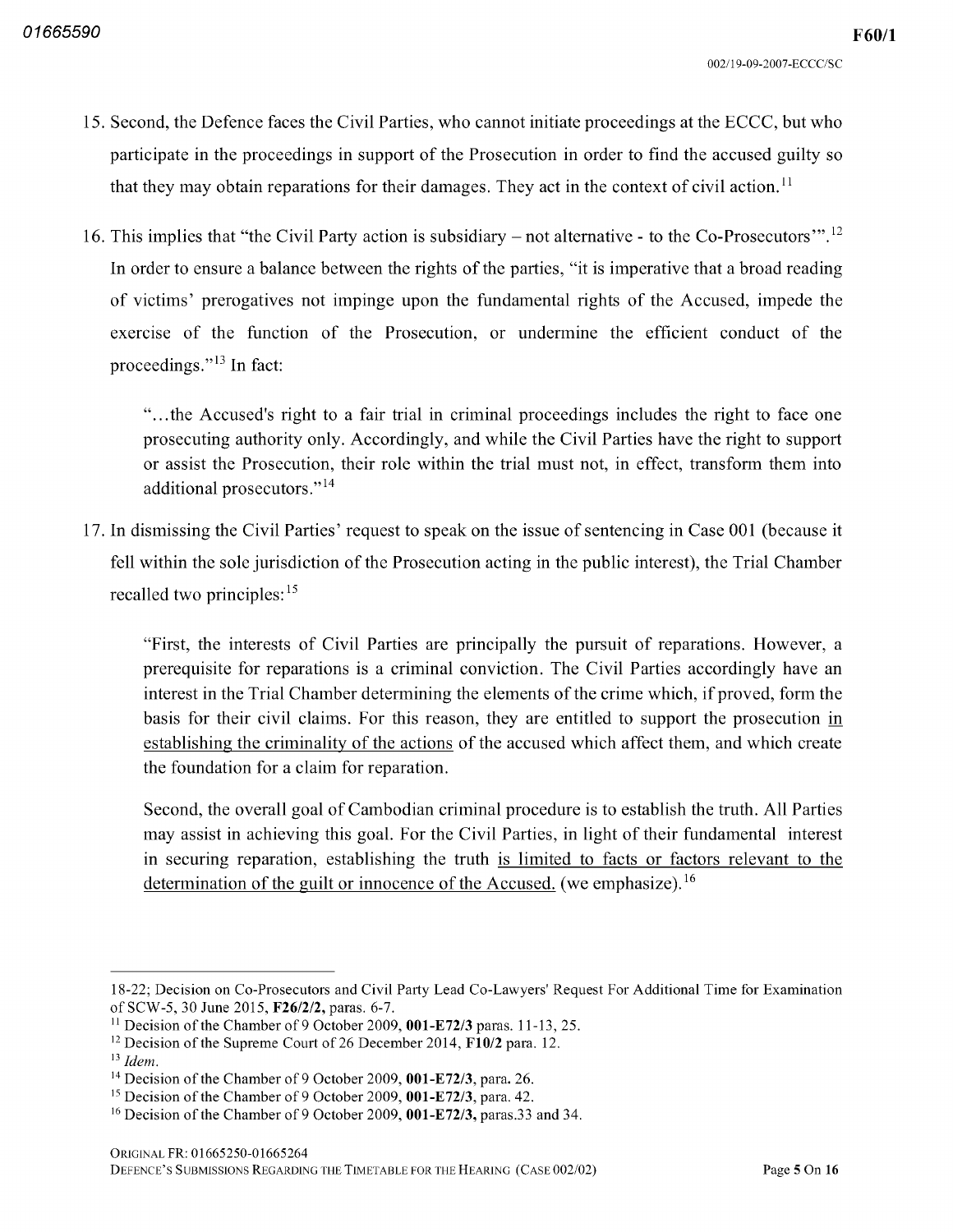15. Second, the Defence faces the Civil Parties, who cannot initiate proceedings at the ECCC, but who participate in the proceedings in support of the Prosecution in order to find the accused guilty so that they may obtain reparations for their damages. They act in the context of civil action.[11]

16. This implies that "the Civil Party action is subsidiary – not alternative - to the Co-Prosecutors'".[12] In order to ensure a balance between the rights of the parties, "it is imperative that a broad reading of victims' prerogatives not impinge upon the fundamental rights of the Accused, impede the exercise of the function of the Prosecution, or undermine the efficient conduct of the proceedings."[13] In fact:

> "…the Accused's right to a fair trial in criminal proceedings includes the right to face one prosecuting authority only. Accordingly, and while the Civil Parties have the right to support or assist the Prosecution, their role within the trial must not, in effect, transform them into additional prosecutors."[14]

17. In dismissing the Civil Parties' request to speak on the issue of sentencing in Case 001 (because it fell within the sole jurisdiction of the Prosecution acting in the public interest), the Trial Chamber recalled two principles:[15]

> "First, the interests of Civil Parties are principally the pursuit of reparations. However, a prerequisite for reparations is a criminal conviction. The Civil Parties accordingly have an interest in the Trial Chamber determining the elements of the crime which, if proved, form the basis for their civil claims. For this reason, they are entitled to support the prosecution <u>in establishing the criminality of the actions</u> of the accused which affect them, and which create the foundation for a claim for reparation.
>
> Second, the overall goal of Cambodian criminal procedure is to establish the truth. All Parties may assist in achieving this goal. For the Civil Parties, in light of their fundamental interest in securing reparation, establishing the truth <u>is limited to facts or factors relevant to the determination of the guilt or innocence of the Accused.</u> (we emphasize).[16]

---

18-22; Decision on Co-Prosecutors and Civil Party Lead Co-Lawyers' Request For Additional Time for Examination of SCW-5, 30 June 2015, **F26/2/2**, paras. 6-7.

[11] Decision of the Chamber of 9 October 2009, **001-E72/3** paras. 11-13, 25.

[12] Decision of the Supreme Court of 26 December 2014, **F10/2** para. 12.

[13] *Idem.*

[14] Decision of the Chamber of 9 October 2009, **001-E72/3**, para. 26.

[15] Decision of the Chamber of 9 October 2009, **001-E72/3**, para. 42.

[16] Decision of the Chamber of 9 October 2009, **001-E72/3,** paras.33 and 34.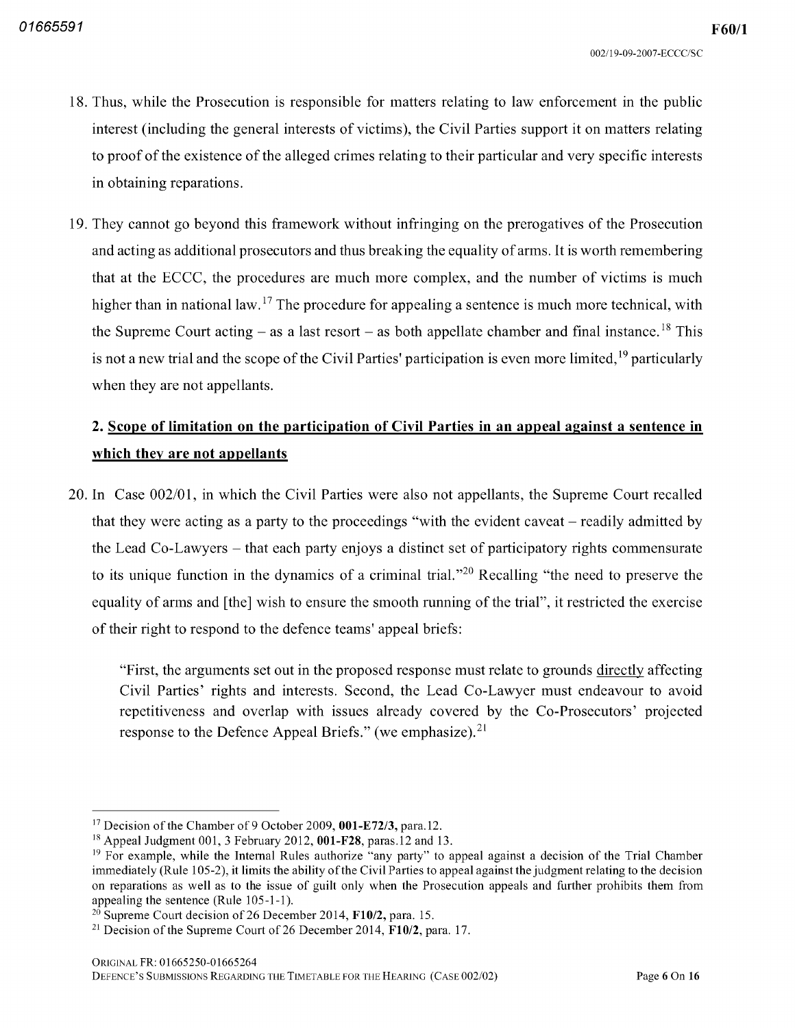18. Thus, while the Prosecution is responsible for matters relating to law enforcement in the public interest (including the general interests of victims), the Civil Parties support it on matters relating to proof of the existence of the alleged crimes relating to their particular and very specific interests in obtaining reparations.

19. They cannot go beyond this framework without infringing on the prerogatives of the Prosecution and acting as additional prosecutors and thus breaking the equality of arms. It is worth remembering that at the ECCC, the procedures are much more complex, and the number of victims is much higher than in national law.[17] The procedure for appealing a sentence is much more technical, with the Supreme Court acting – as a last resort – as both appellate chamber and final instance.[18] This is not a new trial and the scope of the Civil Parties' participation is even more limited,[19] particularly when they are not appellants.

## 2. Scope of limitation on the participation of Civil Parties in an appeal against a sentence in which they are not appellants

20. In Case 002/01, in which the Civil Parties were also not appellants, the Supreme Court recalled that they were acting as a party to the proceedings "with the evident caveat – readily admitted by the Lead Co-Lawyers – that each party enjoys a distinct set of participatory rights commensurate to its unique function in the dynamics of a criminal trial."[20] Recalling "the need to preserve the equality of arms and [the] wish to ensure the smooth running of the trial", it restricted the exercise of their right to respond to the defence teams' appeal briefs:

> "First, the arguments set out in the proposed response must relate to grounds directly affecting Civil Parties' rights and interests. Second, the Lead Co-Lawyer must endeavour to avoid repetitiveness and overlap with issues already covered by the Co-Prosecutors' projected response to the Defence Appeal Briefs." (we emphasize).[21]

---

[17] Decision of the Chamber of 9 October 2009, **001-E72/3**, para.12.

[18] Appeal Judgment 001, 3 February 2012, **001-F28**, paras.12 and 13.

[19] For example, while the Internal Rules authorize "any party" to appeal against a decision of the Trial Chamber immediately (Rule 105-2), it limits the ability of the Civil Parties to appeal against the judgment relating to the decision on reparations as well as to the issue of guilt only when the Prosecution appeals and further prohibits them from appealing the sentence (Rule 105-1-1).

[20] Supreme Court decision of 26 December 2014, **F10/2**, para. 15.

[21] Decision of the Supreme Court of 26 December 2014, **F10/2**, para. 17.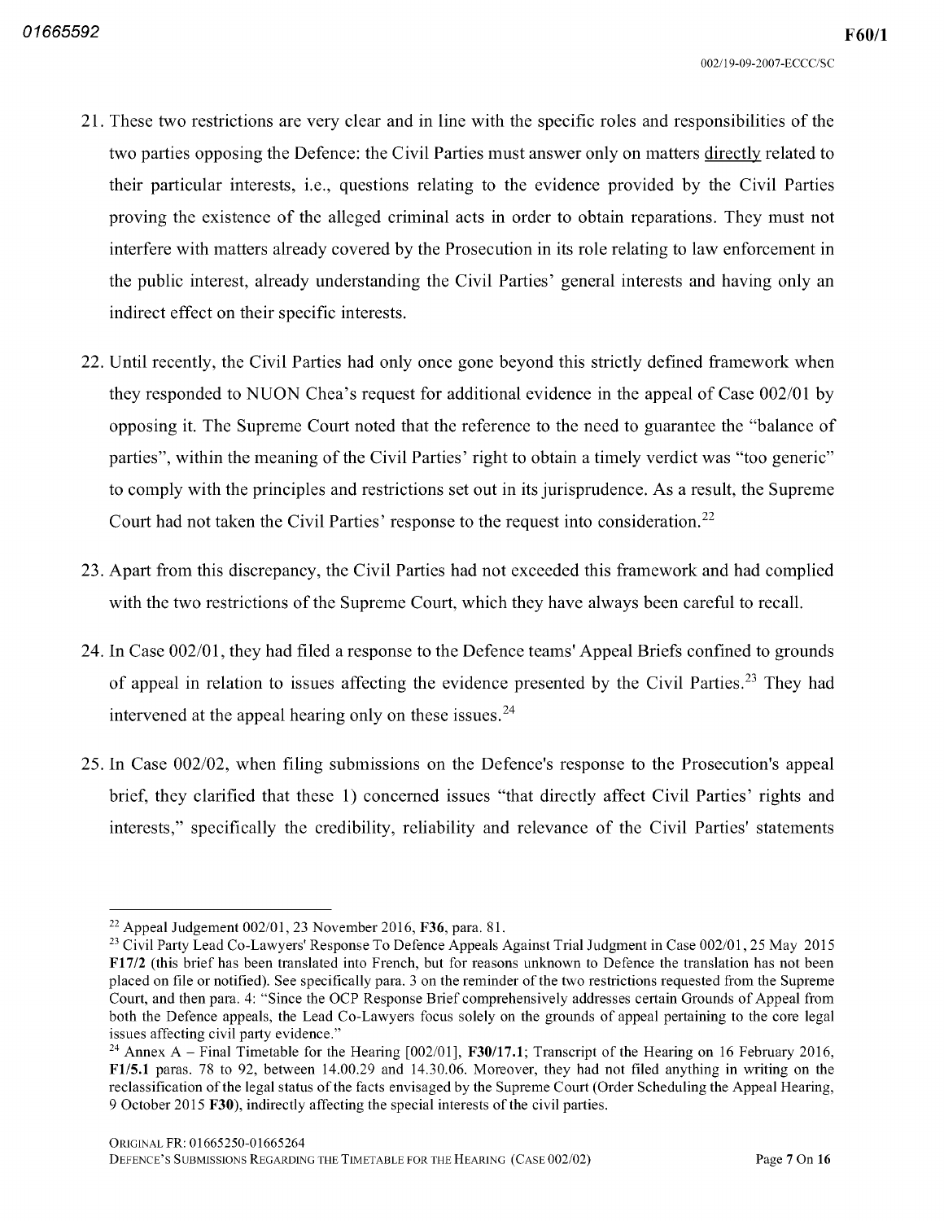21. These two restrictions are very clear and in line with the specific roles and responsibilities of the two parties opposing the Defence: the Civil Parties must answer only on matters directly related to their particular interests, i.e., questions relating to the evidence provided by the Civil Parties proving the existence of the alleged criminal acts in order to obtain reparations. They must not interfere with matters already covered by the Prosecution in its role relating to law enforcement in the public interest, already understanding the Civil Parties' general interests and having only an indirect effect on their specific interests.

22. Until recently, the Civil Parties had only once gone beyond this strictly defined framework when they responded to NUON Chea's request for additional evidence in the appeal of Case 002/01 by opposing it. The Supreme Court noted that the reference to the need to guarantee the "balance of parties", within the meaning of the Civil Parties' right to obtain a timely verdict was "too generic" to comply with the principles and restrictions set out in its jurisprudence. As a result, the Supreme Court had not taken the Civil Parties' response to the request into consideration.[22]

23. Apart from this discrepancy, the Civil Parties had not exceeded this framework and had complied with the two restrictions of the Supreme Court, which they have always been careful to recall.

24. In Case 002/01, they had filed a response to the Defence teams' Appeal Briefs confined to grounds of appeal in relation to issues affecting the evidence presented by the Civil Parties.[23] They had intervened at the appeal hearing only on these issues.[24]

25. In Case 002/02, when filing submissions on the Defence's response to the Prosecution's appeal brief, they clarified that these 1) concerned issues "that directly affect Civil Parties' rights and interests," specifically the credibility, reliability and relevance of the Civil Parties' statements

---

[22] Appeal Judgement 002/01, 23 November 2016, **F36**, para. 81.

[23] Civil Party Lead Co-Lawyers' Response To Defence Appeals Against Trial Judgment in Case 002/01, 25 May 2015 **F17/2** (this brief has been translated into French, but for reasons unknown to Defence the translation has not been placed on file or notified). See specifically para. 3 on the reminder of the two restrictions requested from the Supreme Court, and then para. 4: "Since the OCP Response Brief comprehensively addresses certain Grounds of Appeal from both the Defence appeals, the Lead Co-Lawyers focus solely on the grounds of appeal pertaining to the core legal issues affecting civil party evidence."

[24] Annex A – Final Timetable for the Hearing [002/01], **F30/17.1**; Transcript of the Hearing on 16 February 2016, **F1/5.1** paras. 78 to 92, between 14.00.29 and 14.30.06. Moreover, they had not filed anything in writing on the reclassification of the legal status of the facts envisaged by the Supreme Court (Order Scheduling the Appeal Hearing, 9 October 2015 **F30**), indirectly affecting the special interests of the civil parties.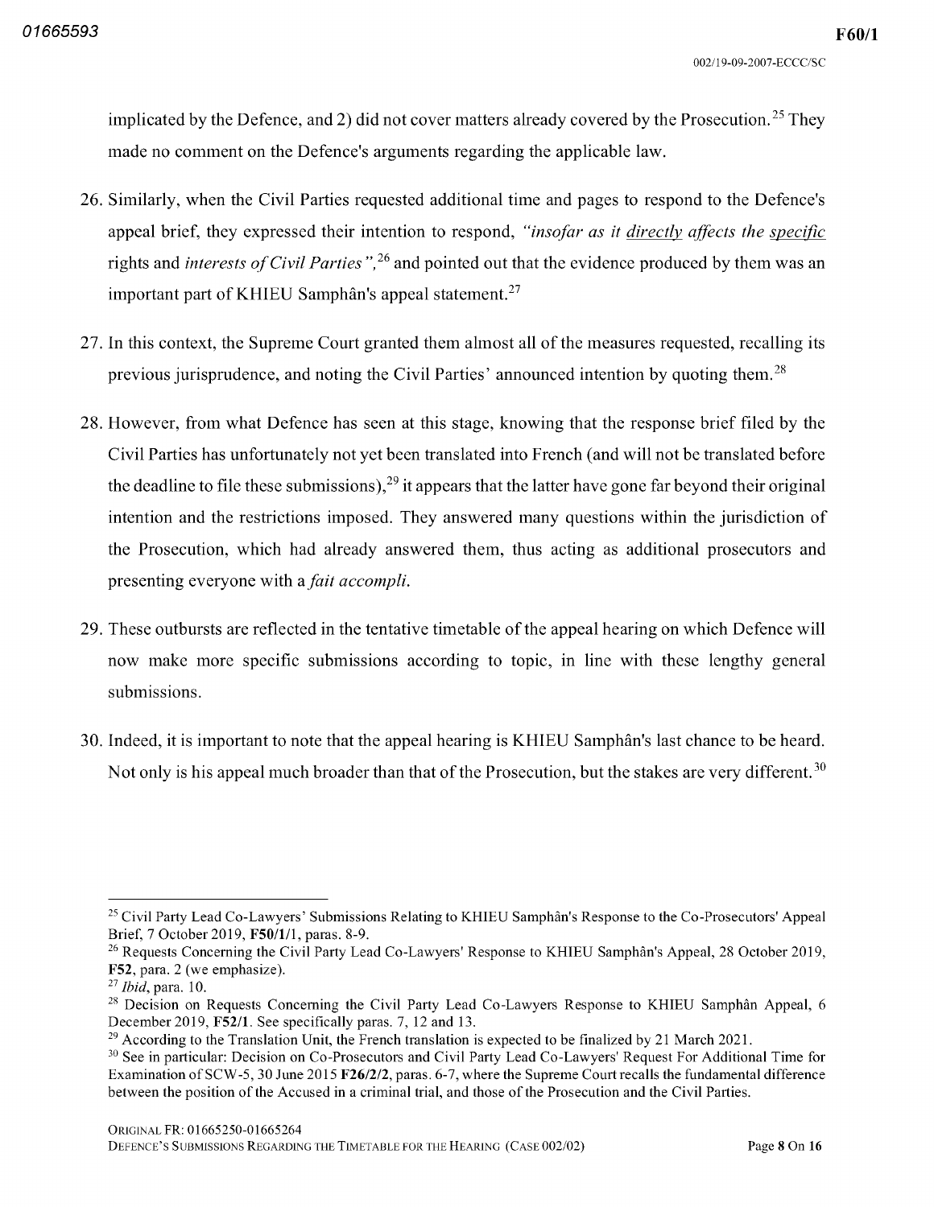implicated by the Defence, and 2) did not cover matters already covered by the Prosecution.[25] They made no comment on the Defence's arguments regarding the applicable law.

26. Similarly, when the Civil Parties requested additional time and pages to respond to the Defence's appeal brief, they expressed their intention to respond, *"insofar as it directly affects the specific* rights and *interests of Civil Parties"*,[26] and pointed out that the evidence produced by them was an important part of KHIEU Samphân's appeal statement.[27]

27. In this context, the Supreme Court granted them almost all of the measures requested, recalling its previous jurisprudence, and noting the Civil Parties' announced intention by quoting them.[28]

28. However, from what Defence has seen at this stage, knowing that the response brief filed by the Civil Parties has unfortunately not yet been translated into French (and will not be translated before the deadline to file these submissions),[29] it appears that the latter have gone far beyond their original intention and the restrictions imposed. They answered many questions within the jurisdiction of the Prosecution, which had already answered them, thus acting as additional prosecutors and presenting everyone with a *fait accompli.*

29. These outbursts are reflected in the tentative timetable of the appeal hearing on which Defence will now make more specific submissions according to topic, in line with these lengthy general submissions.

30. Indeed, it is important to note that the appeal hearing is KHIEU Samphân's last chance to be heard. Not only is his appeal much broader than that of the Prosecution, but the stakes are very different.[30]

---

[25] Civil Party Lead Co-Lawyers' Submissions Relating to KHIEU Samphân's Response to the Co-Prosecutors' Appeal Brief, 7 October 2019, **F50/1/1**, paras. 8-9.

[26] Requests Concerning the Civil Party Lead Co-Lawyers' Response to KHIEU Samphân's Appeal, 28 October 2019, **F52**, para. 2 (we emphasize).

[27] *Ibid*, para. 10.

[28] Decision on Requests Concerning the Civil Party Lead Co-Lawyers Response to KHIEU Samphân Appeal, 6 December 2019, **F52/1**. See specifically paras. 7, 12 and 13.

[29] According to the Translation Unit, the French translation is expected to be finalized by 21 March 2021.

[30] See in particular: Decision on Co-Prosecutors and Civil Party Lead Co-Lawyers' Request For Additional Time for Examination of SCW-5, 30 June 2015 **F26/2/2**, paras. 6-7, where the Supreme Court recalls the fundamental difference between the position of the Accused in a criminal trial, and those of the Prosecution and the Civil Parties.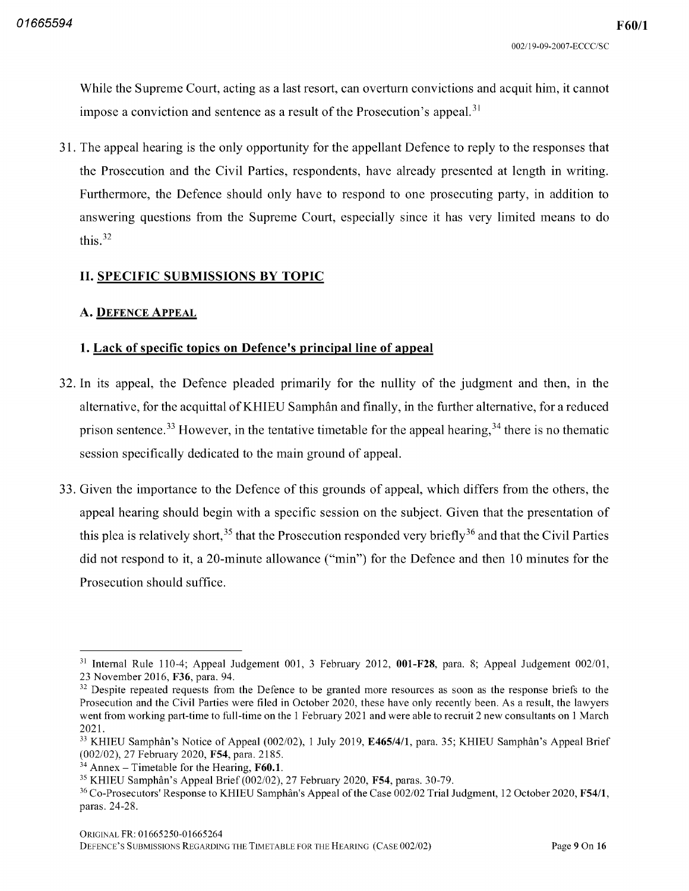While the Supreme Court, acting as a last resort, can overturn convictions and acquit him, it cannot impose a conviction and sentence as a result of the Prosecution's appeal.[31]

31. The appeal hearing is the only opportunity for the appellant Defence to reply to the responses that the Prosecution and the Civil Parties, respondents, have already presented at length in writing. Furthermore, the Defence should only have to respond to one prosecuting party, in addition to answering questions from the Supreme Court, especially since it has very limited means to do this.[32]

## II. SPECIFIC SUBMISSIONS BY TOPIC

### A. DEFENCE APPEAL

#### 1. Lack of specific topics on Defence's principal line of appeal

32. In its appeal, the Defence pleaded primarily for the nullity of the judgment and then, in the alternative, for the acquittal of KHIEU Samphân and finally, in the further alternative, for a reduced prison sentence.[33] However, in the tentative timetable for the appeal hearing,[34] there is no thematic session specifically dedicated to the main ground of appeal.

33. Given the importance to the Defence of this grounds of appeal, which differs from the others, the appeal hearing should begin with a specific session on the subject. Given that the presentation of this plea is relatively short,[35] that the Prosecution responded very briefly[36] and that the Civil Parties did not respond to it, a 20-minute allowance ("min") for the Defence and then 10 minutes for the Prosecution should suffice.

---

[31] Internal Rule 110-4; Appeal Judgement 001, 3 February 2012, **001-F28**, para. 8; Appeal Judgement 002/01, 23 November 2016, **F36**, para. 94.

[32] Despite repeated requests from the Defence to be granted more resources as soon as the response briefs to the Prosecution and the Civil Parties were filed in October 2020, these have only recently been. As a result, the lawyers went from working part-time to full-time on the 1 February 2021 and were able to recruit 2 new consultants on 1 March 2021.

[33] KHIEU Samphân's Notice of Appeal (002/02), 1 July 2019, **E465/4/1**, para. 35; KHIEU Samphân's Appeal Brief (002/02), 27 February 2020, **F54**, para. 2185.

[34] Annex – Timetable for the Hearing, **F60.1**.

[35] KHIEU Samphân's Appeal Brief (002/02), 27 February 2020, **F54**, paras. 30-79.

[36] Co-Prosecutors' Response to KHIEU Samphân's Appeal of the Case 002/02 Trial Judgment, 12 October 2020, **F54/1**, paras. 24-28.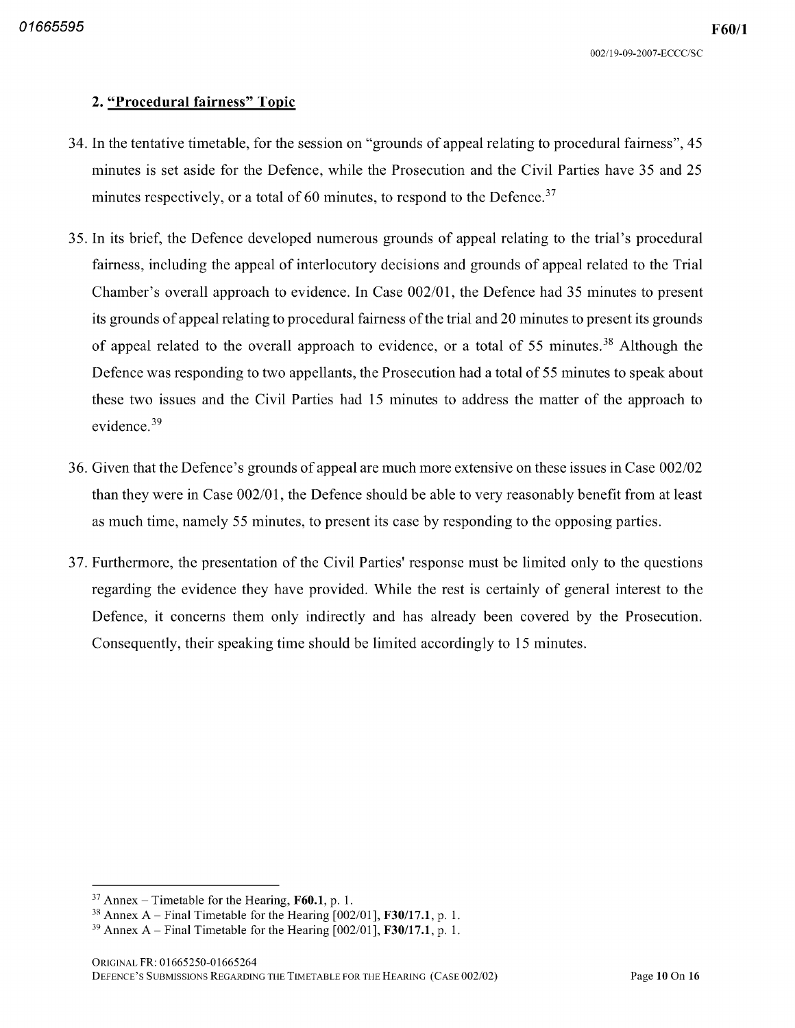## 2. "Procedural fairness" Topic

34. In the tentative timetable, for the session on "grounds of appeal relating to procedural fairness", 45 minutes is set aside for the Defence, while the Prosecution and the Civil Parties have 35 and 25 minutes respectively, or a total of 60 minutes, to respond to the Defence.[37]

35. In its brief, the Defence developed numerous grounds of appeal relating to the trial's procedural fairness, including the appeal of interlocutory decisions and grounds of appeal related to the Trial Chamber's overall approach to evidence. In Case 002/01, the Defence had 35 minutes to present its grounds of appeal relating to procedural fairness of the trial and 20 minutes to present its grounds of appeal related to the overall approach to evidence, or a total of 55 minutes.[38] Although the Defence was responding to two appellants, the Prosecution had a total of 55 minutes to speak about these two issues and the Civil Parties had 15 minutes to address the matter of the approach to evidence.[39]

36. Given that the Defence's grounds of appeal are much more extensive on these issues in Case 002/02 than they were in Case 002/01, the Defence should be able to very reasonably benefit from at least as much time, namely 55 minutes, to present its case by responding to the opposing parties.

37. Furthermore, the presentation of the Civil Parties' response must be limited only to the questions regarding the evidence they have provided. While the rest is certainly of general interest to the Defence, it concerns them only indirectly and has already been covered by the Prosecution. Consequently, their speaking time should be limited accordingly to 15 minutes.

---

[37] Annex – Timetable for the Hearing, **F60.1**, p. 1.

[38] Annex A – Final Timetable for the Hearing [002/01], **F30/17.1**, p. 1.

[39] Annex A – Final Timetable for the Hearing [002/01], **F30/17.1**, p. 1.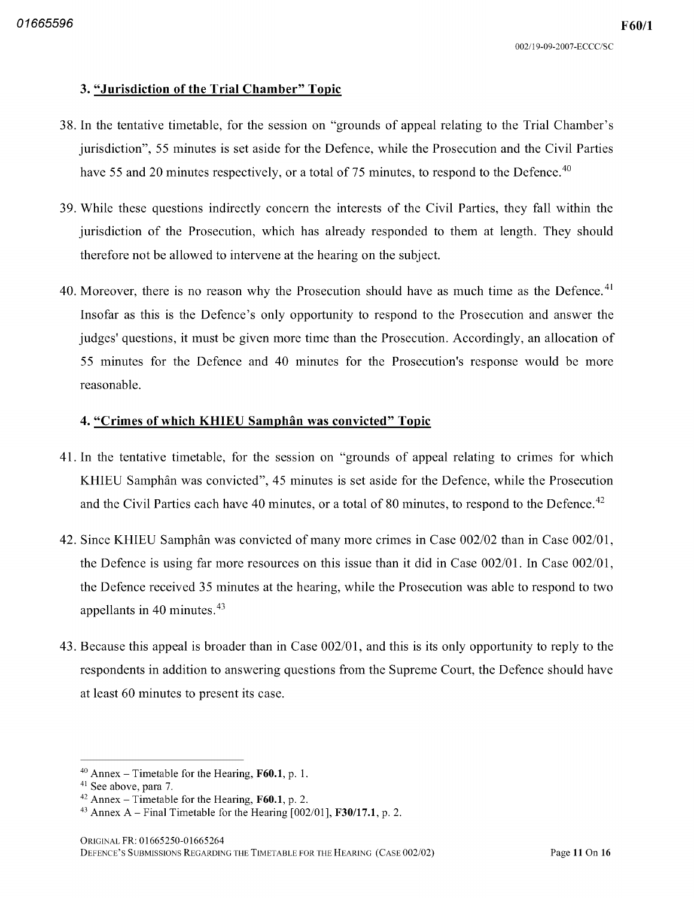### 3. "Jurisdiction of the Trial Chamber" Topic

38. In the tentative timetable, for the session on "grounds of appeal relating to the Trial Chamber's jurisdiction", 55 minutes is set aside for the Defence, while the Prosecution and the Civil Parties have 55 and 20 minutes respectively, or a total of 75 minutes, to respond to the Defence.[40]

39. While these questions indirectly concern the interests of the Civil Parties, they fall within the jurisdiction of the Prosecution, which has already responded to them at length. They should therefore not be allowed to intervene at the hearing on the subject.

40. Moreover, there is no reason why the Prosecution should have as much time as the Defence.[41] Insofar as this is the Defence's only opportunity to respond to the Prosecution and answer the judges' questions, it must be given more time than the Prosecution. Accordingly, an allocation of 55 minutes for the Defence and 40 minutes for the Prosecution's response would be more reasonable.

### 4. "Crimes of which KHIEU Samphân was convicted" Topic

41. In the tentative timetable, for the session on "grounds of appeal relating to crimes for which KHIEU Samphân was convicted", 45 minutes is set aside for the Defence, while the Prosecution and the Civil Parties each have 40 minutes, or a total of 80 minutes, to respond to the Defence.[42]

42. Since KHIEU Samphân was convicted of many more crimes in Case 002/02 than in Case 002/01, the Defence is using far more resources on this issue than it did in Case 002/01. In Case 002/01, the Defence received 35 minutes at the hearing, while the Prosecution was able to respond to two appellants in 40 minutes.[43]

43. Because this appeal is broader than in Case 002/01, and this is its only opportunity to reply to the respondents in addition to answering questions from the Supreme Court, the Defence should have at least 60 minutes to present its case.

---

[40] Annex – Timetable for the Hearing, **F60.1**, p. 1.

[41] See above, para 7.

[42] Annex – Timetable for the Hearing, **F60.1**, p. 2.

[43] Annex A – Final Timetable for the Hearing [002/01], **F30/17.1**, p. 2.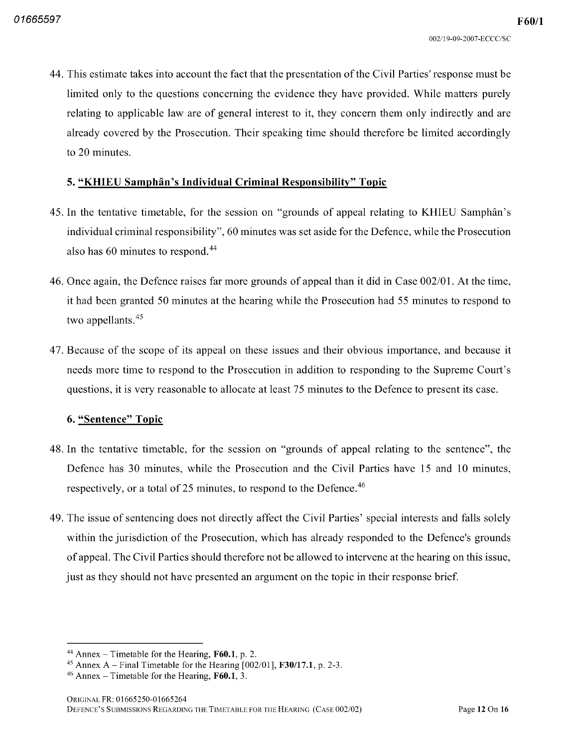44. This estimate takes into account the fact that the presentation of the Civil Parties' response must be limited only to the questions concerning the evidence they have provided. While matters purely relating to applicable law are of general interest to it, they concern them only indirectly and are already covered by the Prosecution. Their speaking time should therefore be limited accordingly to 20 minutes.

### 5. "KHIEU Samphân's Individual Criminal Responsibility" Topic

45. In the tentative timetable, for the session on "grounds of appeal relating to KHIEU Samphân's individual criminal responsibility", 60 minutes was set aside for the Defence, while the Prosecution also has 60 minutes to respond.[44]

46. Once again, the Defence raises far more grounds of appeal than it did in Case 002/01. At the time, it had been granted 50 minutes at the hearing while the Prosecution had 55 minutes to respond to two appellants.[45]

47. Because of the scope of its appeal on these issues and their obvious importance, and because it needs more time to respond to the Prosecution in addition to responding to the Supreme Court's questions, it is very reasonable to allocate at least 75 minutes to the Defence to present its case.

### 6. "Sentence" Topic

48. In the tentative timetable, for the session on "grounds of appeal relating to the sentence", the Defence has 30 minutes, while the Prosecution and the Civil Parties have 15 and 10 minutes, respectively, or a total of 25 minutes, to respond to the Defence.[46]

49. The issue of sentencing does not directly affect the Civil Parties' special interests and falls solely within the jurisdiction of the Prosecution, which has already responded to the Defence's grounds of appeal. The Civil Parties should therefore not be allowed to intervene at the hearing on this issue, just as they should not have presented an argument on the topic in their response brief.

---

[44] Annex – Timetable for the Hearing, **F60.1**, p. 2.

[45] Annex A – Final Timetable for the Hearing [002/01], **F30/17.1**, p. 2-3.

[46] Annex – Timetable for the Hearing, **F60.1**, 3.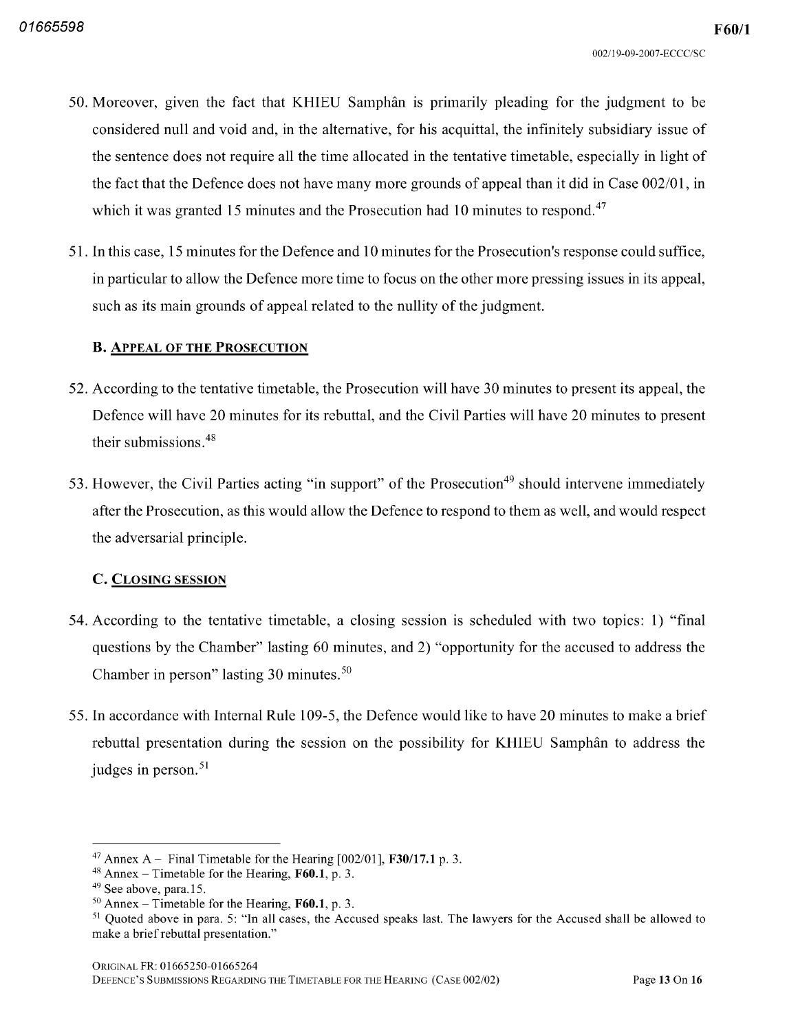50. Moreover, given the fact that KHIEU Samphân is primarily pleading for the judgment to be considered null and void and, in the alternative, for his acquittal, the infinitely subsidiary issue of the sentence does not require all the time allocated in the tentative timetable, especially in light of the fact that the Defence does not have many more grounds of appeal than it did in Case 002/01, in which it was granted 15 minutes and the Prosecution had 10 minutes to respond.[47]

51. In this case, 15 minutes for the Defence and 10 minutes for the Prosecution's response could suffice, in particular to allow the Defence more time to focus on the other more pressing issues in its appeal, such as its main grounds of appeal related to the nullity of the judgment.

### B. APPEAL OF THE PROSECUTION

52. According to the tentative timetable, the Prosecution will have 30 minutes to present its appeal, the Defence will have 20 minutes for its rebuttal, and the Civil Parties will have 20 minutes to present their submissions.[48]

53. However, the Civil Parties acting "in support" of the Prosecution[49] should intervene immediately after the Prosecution, as this would allow the Defence to respond to them as well, and would respect the adversarial principle.

### C. CLOSING SESSION

54. According to the tentative timetable, a closing session is scheduled with two topics: 1) "final questions by the Chamber" lasting 60 minutes, and 2) "opportunity for the accused to address the Chamber in person" lasting 30 minutes.[50]

55. In accordance with Internal Rule 109-5, the Defence would like to have 20 minutes to make a brief rebuttal presentation during the session on the possibility for KHIEU Samphân to address the judges in person.[51]

---

[47] Annex A – Final Timetable for the Hearing [002/01], **F30/17.1** p. 3.

[48] Annex – Timetable for the Hearing, **F60.1**, p. 3.

[49] See above, para.15.

[50] Annex – Timetable for the Hearing, **F60.1**, p. 3.

[51] Quoted above in para. 5: "In all cases, the Accused speaks last. The lawyers for the Accused shall be allowed to make a brief rebuttal presentation."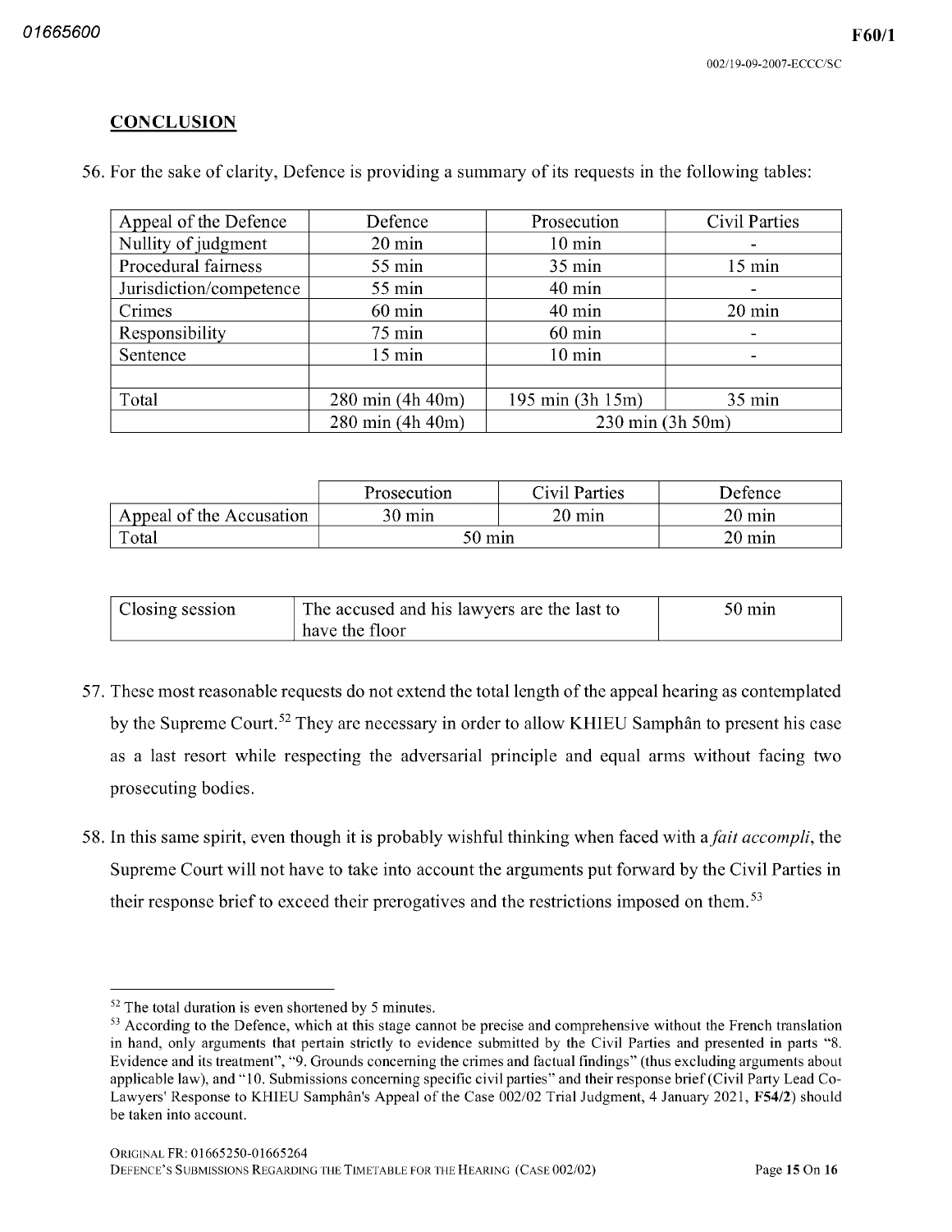## CONCLUSION

56. For the sake of clarity, Defence is providing a summary of its requests in the following tables:

| Appeal of the Defence | Defence | Prosecution | Civil Parties |
|---|---|---|---|
| Nullity of judgment | 20 min | 10 min | - |
| Procedural fairness | 55 min | 35 min | 15 min |
| Jurisdiction/competence | 55 min | 40 min | - |
| Crimes | 60 min | 40 min | 20 min |
| Responsibility | 75 min | 60 min | - |
| Sentence | 15 min | 10 min | - |
| | | | |
| Total | 280 min (4h 40m) | 195 min (3h 15m) | 35 min |
| | 280 min (4h 40m) | 230 min (3h 50m) | |

| | Prosecution | Civil Parties | Defence |
|---|---|---|---|
| Appeal of the Accusation | 30 min | 20 min | 20 min |
| Total | 50 min | | 20 min |

| Closing session | The accused and his lawyers are the last to have the floor | 50 min |
|---|---|---|

57. These most reasonable requests do not extend the total length of the appeal hearing as contemplated by the Supreme Court.[52] They are necessary in order to allow KHIEU Samphân to present his case as a last resort while respecting the adversarial principle and equal arms without facing two prosecuting bodies.

58. In this same spirit, even though it is probably wishful thinking when faced with a *fait accompli*, the Supreme Court will not have to take into account the arguments put forward by the Civil Parties in their response brief to exceed their prerogatives and the restrictions imposed on them.[53]

---

[52] The total duration is even shortened by 5 minutes.

[53] According to the Defence, which at this stage cannot be precise and comprehensive without the French translation in hand, only arguments that pertain strictly to evidence submitted by the Civil Parties and presented in parts "8. Evidence and its treatment", "9. Grounds concerning the crimes and factual findings" (thus excluding arguments about applicable law), and "10. Submissions concerning specific civil parties" and their response brief (Civil Party Lead Co-Lawyers' Response to KHIEU Samphân's Appeal of the Case 002/02 Trial Judgment, 4 January 2021, **F54/2**) should be taken into account.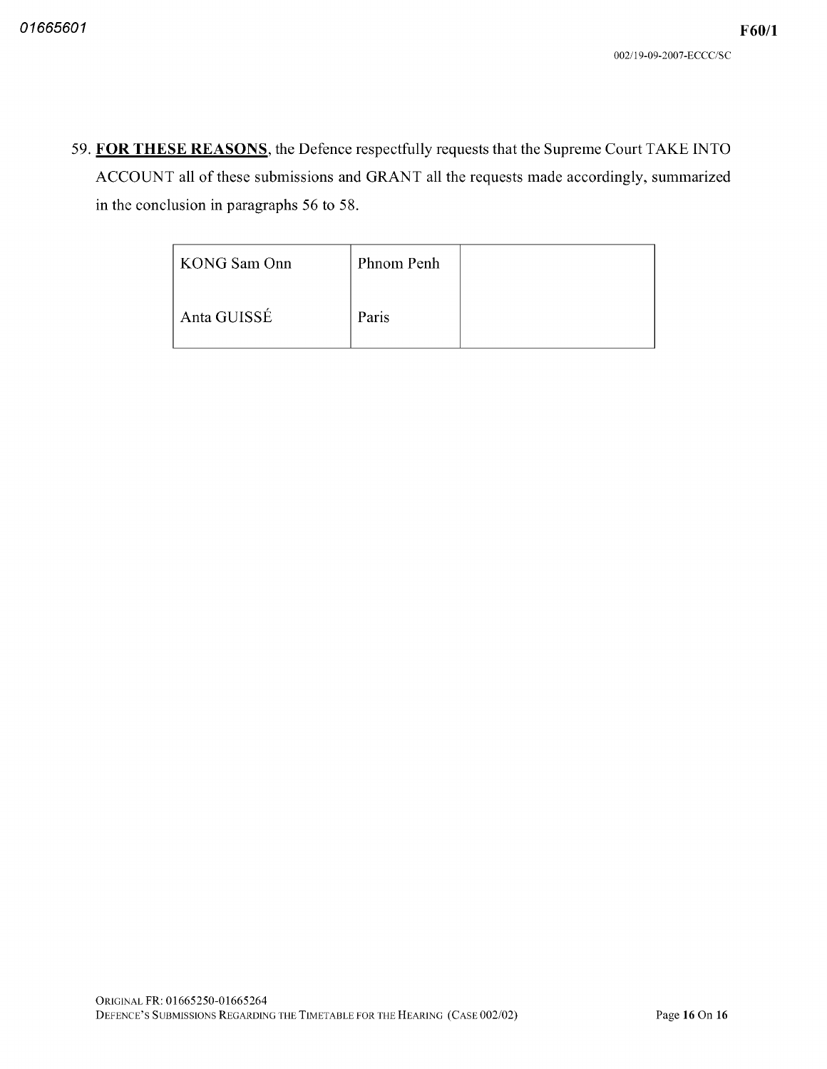59. **FOR THESE REASONS**, the Defence respectfully requests that the Supreme Court TAKE INTO ACCOUNT all of these submissions and GRANT all the requests made accordingly, summarized in the conclusion in paragraphs 56 to 58.

| | | |
|---|---|---|
| KONG Sam Onn | Phnom Penh | |
| Anta GUISSÉ | Paris | |